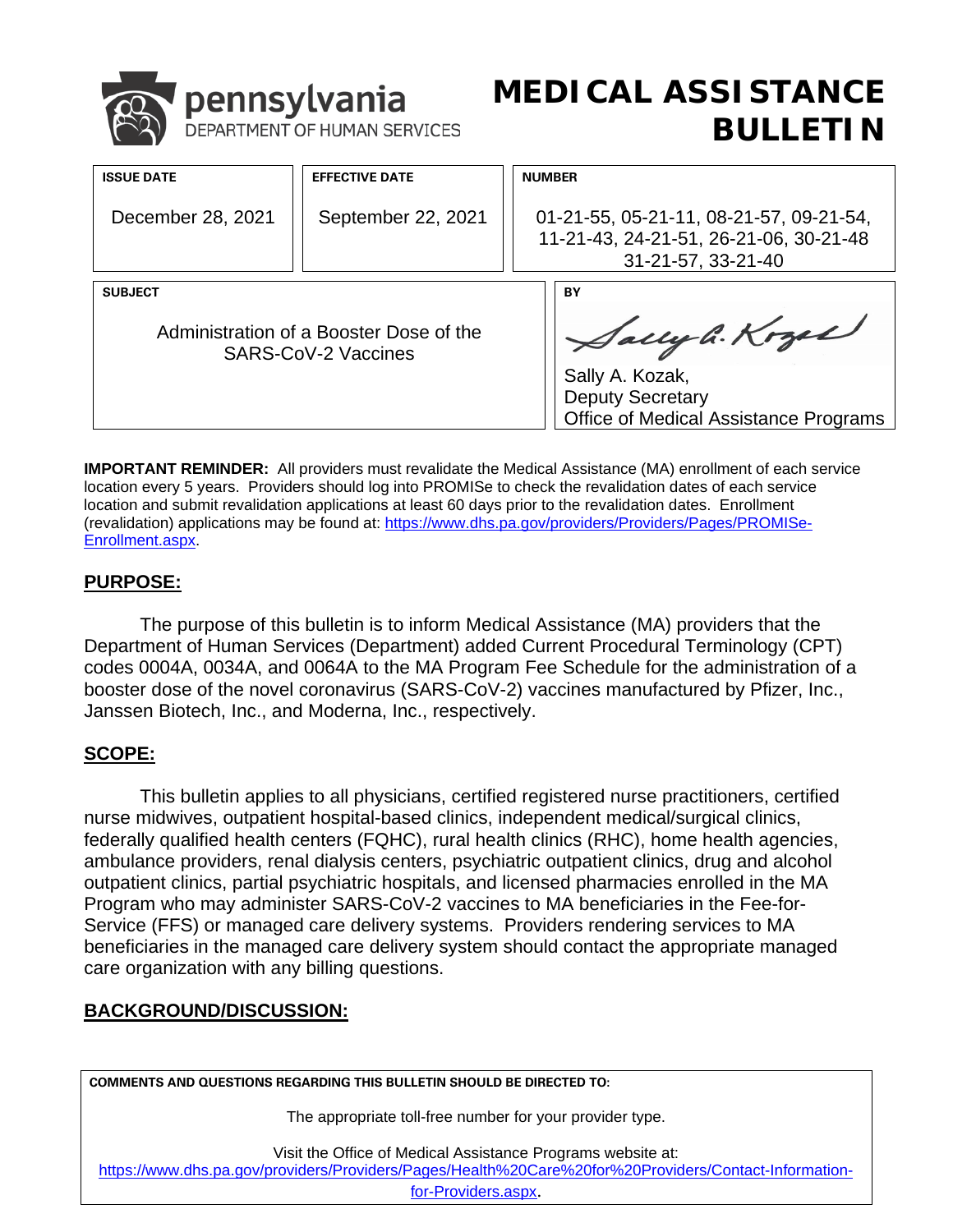pennsylvania
DEPARTMENT OF HUMAN SERVICES

# MEDICAL ASSISTANCE BULLETIN

| ISSUE DATE | EFFECTIVE DATE | NUMBER |
|---|---|---|
| December 28, 2021 | September 22, 2021 | 01-21-55, 05-21-11, 08-21-57, 09-21-54, 11-21-43, 24-21-51, 26-21-06, 30-21-48 31-21-57, 33-21-40 |

| SUBJECT | BY |
|---|---|
| Administration of a Booster Dose of the SARS-CoV-2 Vaccines | Sally A. Kozak, Deputy Secretary, Office of Medical Assistance Programs |

**IMPORTANT REMINDER:** All providers must revalidate the Medical Assistance (MA) enrollment of each service location every 5 years. Providers should log into PROMISe to check the revalidation dates of each service location and submit revalidation applications at least 60 days prior to the revalidation dates. Enrollment (revalidation) applications may be found at: https://www.dhs.pa.gov/providers/Providers/Pages/PROMISe-Enrollment.aspx.

## PURPOSE:

The purpose of this bulletin is to inform Medical Assistance (MA) providers that the Department of Human Services (Department) added Current Procedural Terminology (CPT) codes 0004A, 0034A, and 0064A to the MA Program Fee Schedule for the administration of a booster dose of the novel coronavirus (SARS-CoV-2) vaccines manufactured by Pfizer, Inc., Janssen Biotech, Inc., and Moderna, Inc., respectively.

## SCOPE:

This bulletin applies to all physicians, certified registered nurse practitioners, certified nurse midwives, outpatient hospital-based clinics, independent medical/surgical clinics, federally qualified health centers (FQHC), rural health clinics (RHC), home health agencies, ambulance providers, renal dialysis centers, psychiatric outpatient clinics, drug and alcohol outpatient clinics, partial psychiatric hospitals, and licensed pharmacies enrolled in the MA Program who may administer SARS-CoV-2 vaccines to MA beneficiaries in the Fee-for-Service (FFS) or managed care delivery systems. Providers rendering services to MA beneficiaries in the managed care delivery system should contact the appropriate managed care organization with any billing questions.

## BACKGROUND/DISCUSSION:

**COMMENTS AND QUESTIONS REGARDING THIS BULLETIN SHOULD BE DIRECTED TO:**

The appropriate toll-free number for your provider type.

Visit the Office of Medical Assistance Programs website at:
https://www.dhs.pa.gov/providers/Providers/Pages/Health%20Care%20for%20Providers/Contact-Information-for-Providers.aspx.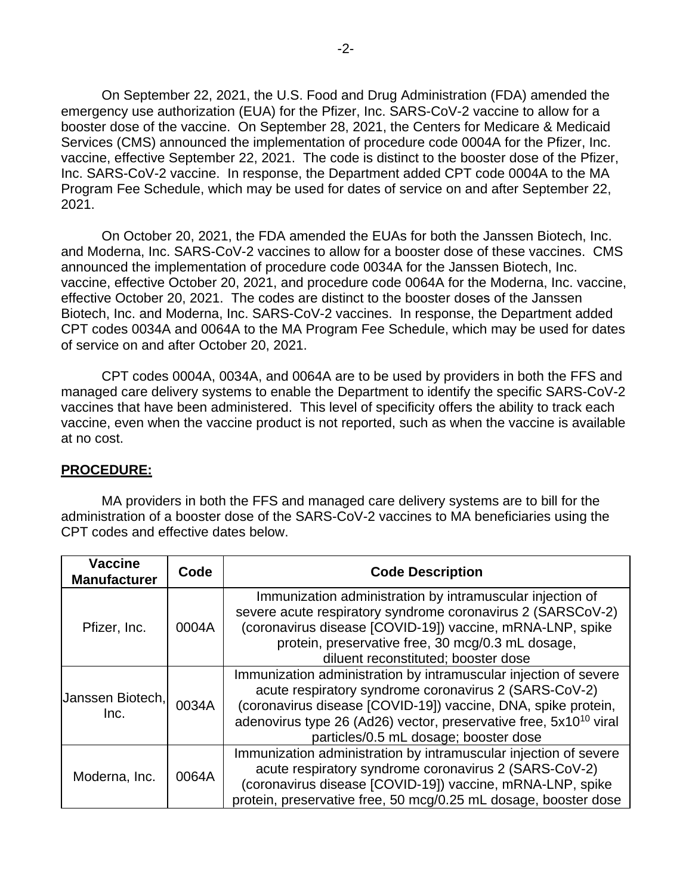On September 22, 2021, the U.S. Food and Drug Administration (FDA) amended the emergency use authorization (EUA) for the Pfizer, Inc. SARS-CoV-2 vaccine to allow for a booster dose of the vaccine. On September 28, 2021, the Centers for Medicare & Medicaid Services (CMS) announced the implementation of procedure code 0004A for the Pfizer, Inc. vaccine, effective September 22, 2021. The code is distinct to the booster dose of the Pfizer, Inc. SARS-CoV-2 vaccine. In response, the Department added CPT code 0004A to the MA Program Fee Schedule, which may be used for dates of service on and after September 22, 2021.

On October 20, 2021, the FDA amended the EUAs for both the Janssen Biotech, Inc. and Moderna, Inc. SARS-CoV-2 vaccines to allow for a booster dose of these vaccines. CMS announced the implementation of procedure code 0034A for the Janssen Biotech, Inc. vaccine, effective October 20, 2021, and procedure code 0064A for the Moderna, Inc. vaccine, effective October 20, 2021. The codes are distinct to the booster doses of the Janssen Biotech, Inc. and Moderna, Inc. SARS-CoV-2 vaccines. In response, the Department added CPT codes 0034A and 0064A to the MA Program Fee Schedule, which may be used for dates of service on and after October 20, 2021.

CPT codes 0004A, 0034A, and 0064A are to be used by providers in both the FFS and managed care delivery systems to enable the Department to identify the specific SARS-CoV-2 vaccines that have been administered. This level of specificity offers the ability to track each vaccine, even when the vaccine product is not reported, such as when the vaccine is available at no cost.

**PROCEDURE:**

MA providers in both the FFS and managed care delivery systems are to bill for the administration of a booster dose of the SARS-CoV-2 vaccines to MA beneficiaries using the CPT codes and effective dates below.

| Vaccine Manufacturer | Code | Code Description |
|---|---|---|
| Pfizer, Inc. | 0004A | Immunization administration by intramuscular injection of severe acute respiratory syndrome coronavirus 2 (SARSCoV-2) (coronavirus disease [COVID-19]) vaccine, mRNA-LNP, spike protein, preservative free, 30 mcg/0.3 mL dosage, diluent reconstituted; booster dose |
| Janssen Biotech, Inc. | 0034A | Immunization administration by intramuscular injection of severe acute respiratory syndrome coronavirus 2 (SARS-CoV-2) (coronavirus disease [COVID-19]) vaccine, DNA, spike protein, adenovirus type 26 (Ad26) vector, preservative free, $5x10^{10}$ viral particles/0.5 mL dosage; booster dose |
| Moderna, Inc. | 0064A | Immunization administration by intramuscular injection of severe acute respiratory syndrome coronavirus 2 (SARS-CoV-2) (coronavirus disease [COVID-19]) vaccine, mRNA-LNP, spike protein, preservative free, 50 mcg/0.25 mL dosage, booster dose |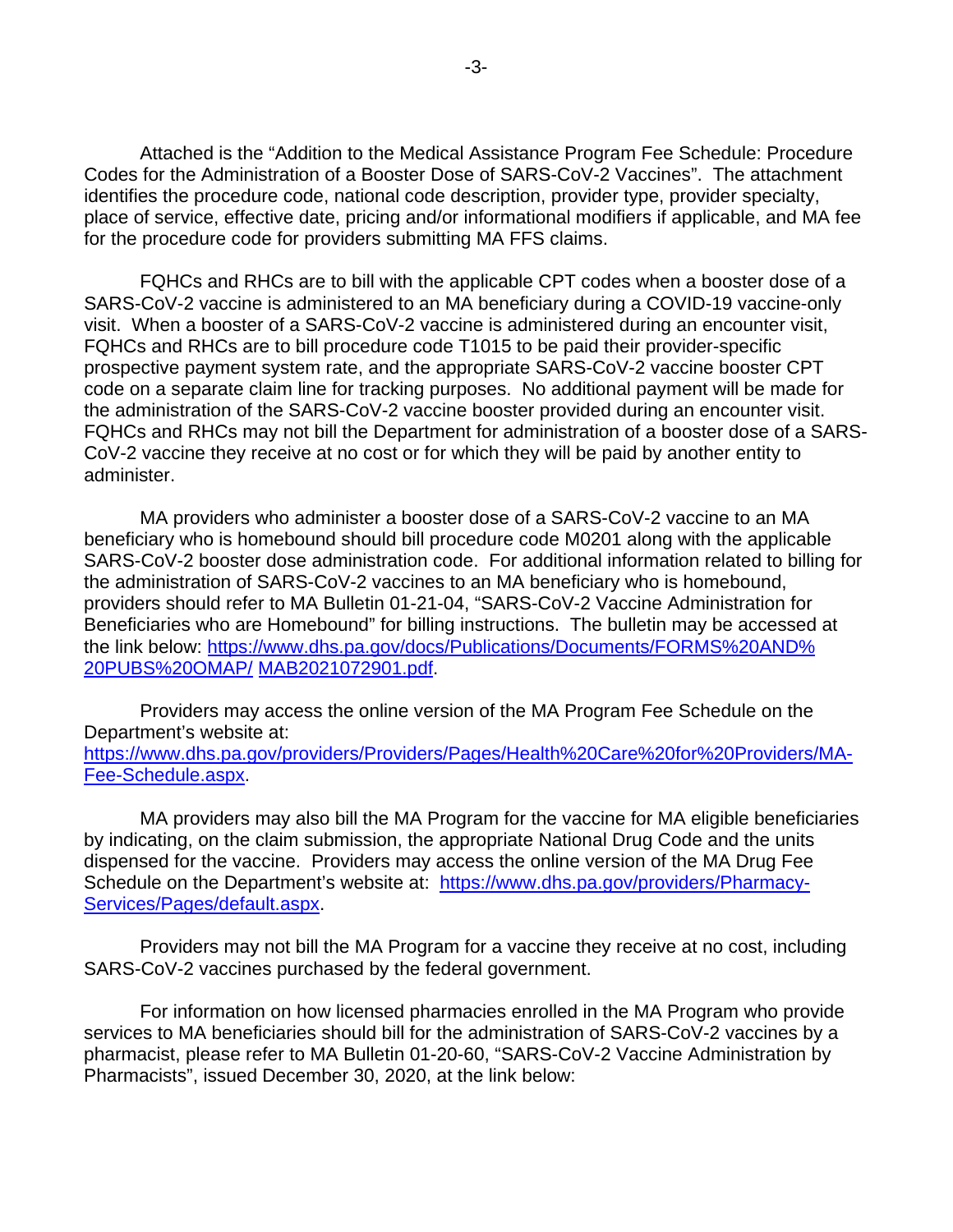Attached is the "Addition to the Medical Assistance Program Fee Schedule: Procedure Codes for the Administration of a Booster Dose of SARS-CoV-2 Vaccines". The attachment identifies the procedure code, national code description, provider type, provider specialty, place of service, effective date, pricing and/or informational modifiers if applicable, and MA fee for the procedure code for providers submitting MA FFS claims.

FQHCs and RHCs are to bill with the applicable CPT codes when a booster dose of a SARS-CoV-2 vaccine is administered to an MA beneficiary during a COVID-19 vaccine-only visit. When a booster of a SARS-CoV-2 vaccine is administered during an encounter visit, FQHCs and RHCs are to bill procedure code T1015 to be paid their provider-specific prospective payment system rate, and the appropriate SARS-CoV-2 vaccine booster CPT code on a separate claim line for tracking purposes. No additional payment will be made for the administration of the SARS-CoV-2 vaccine booster provided during an encounter visit. FQHCs and RHCs may not bill the Department for administration of a booster dose of a SARS-CoV-2 vaccine they receive at no cost or for which they will be paid by another entity to administer.

MA providers who administer a booster dose of a SARS-CoV-2 vaccine to an MA beneficiary who is homebound should bill procedure code M0201 along with the applicable SARS-CoV-2 booster dose administration code. For additional information related to billing for the administration of SARS-CoV-2 vaccines to an MA beneficiary who is homebound, providers should refer to MA Bulletin 01-21-04, "SARS-CoV-2 Vaccine Administration for Beneficiaries who are Homebound" for billing instructions. The bulletin may be accessed at the link below: https://www.dhs.pa.gov/docs/Publications/Documents/FORMS%20AND%20PUBS%20OMAP/ MAB2021072901.pdf.

Providers may access the online version of the MA Program Fee Schedule on the Department's website at: https://www.dhs.pa.gov/providers/Providers/Pages/Health%20Care%20for%20Providers/MA-Fee-Schedule.aspx.

MA providers may also bill the MA Program for the vaccine for MA eligible beneficiaries by indicating, on the claim submission, the appropriate National Drug Code and the units dispensed for the vaccine. Providers may access the online version of the MA Drug Fee Schedule on the Department's website at: https://www.dhs.pa.gov/providers/Pharmacy-Services/Pages/default.aspx.

Providers may not bill the MA Program for a vaccine they receive at no cost, including SARS-CoV-2 vaccines purchased by the federal government.

For information on how licensed pharmacies enrolled in the MA Program who provide services to MA beneficiaries should bill for the administration of SARS-CoV-2 vaccines by a pharmacist, please refer to MA Bulletin 01-20-60, "SARS-CoV-2 Vaccine Administration by Pharmacists", issued December 30, 2020, at the link below: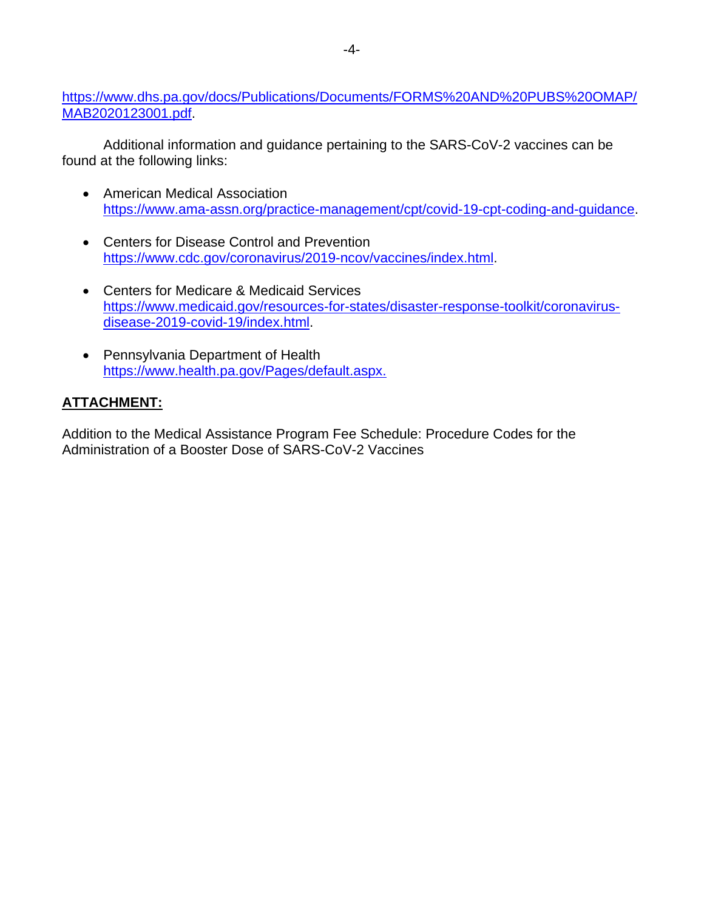https://www.dhs.pa.gov/docs/Publications/Documents/FORMS%20AND%20PUBS%20OMAP/MAB2020123001.pdf.

Additional information and guidance pertaining to the SARS-CoV-2 vaccines can be found at the following links:

- American Medical Association
  https://www.ama-assn.org/practice-management/cpt/covid-19-cpt-coding-and-guidance.

- Centers for Disease Control and Prevention
  https://www.cdc.gov/coronavirus/2019-ncov/vaccines/index.html.

- Centers for Medicare & Medicaid Services
  https://www.medicaid.gov/resources-for-states/disaster-response-toolkit/coronavirus-disease-2019-covid-19/index.html.

- Pennsylvania Department of Health
  https://www.health.pa.gov/Pages/default.aspx.

**ATTACHMENT:**

Addition to the Medical Assistance Program Fee Schedule: Procedure Codes for the Administration of a Booster Dose of SARS-CoV-2 Vaccines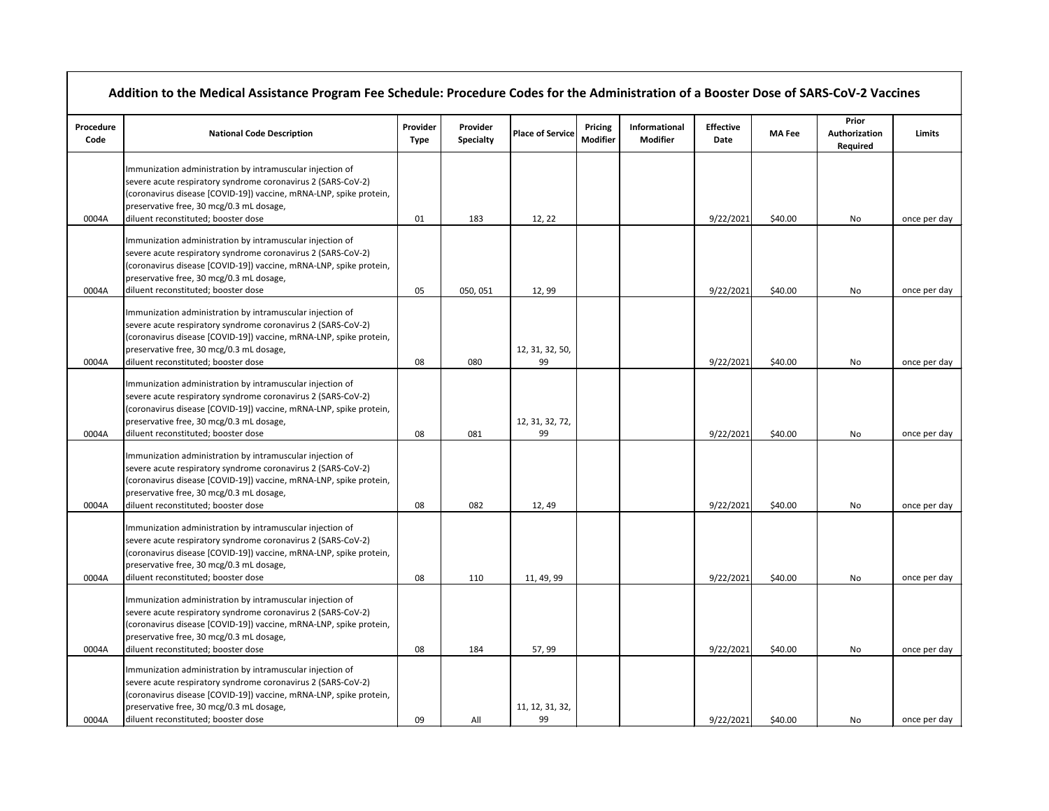## Addition to the Medical Assistance Program Fee Schedule: Procedure Codes for the Administration of a Booster Dose of SARS-CoV-2 Vaccines

| Procedure Code | National Code Description | Provider Type | Provider Specialty | Place of Service | Pricing Modifier | Informational Modifier | Effective Date | MA Fee | Prior Authorization Required | Limits |
|---|---|---|---|---|---|---|---|---|---|---|
| 0004A | Immunization administration by intramuscular injection of severe acute respiratory syndrome coronavirus 2 (SARS-CoV-2) (coronavirus disease [COVID-19]) vaccine, mRNA-LNP, spike protein, preservative free, 30 mcg/0.3 mL dosage, diluent reconstituted; booster dose | 01 | 183 | 12, 22 | | | 9/22/2021 | $40.00 | No | once per day |
| 0004A | Immunization administration by intramuscular injection of severe acute respiratory syndrome coronavirus 2 (SARS-CoV-2) (coronavirus disease [COVID-19]) vaccine, mRNA-LNP, spike protein, preservative free, 30 mcg/0.3 mL dosage, diluent reconstituted; booster dose | 05 | 050, 051 | 12, 99 | | | 9/22/2021 | $40.00 | No | once per day |
| 0004A | Immunization administration by intramuscular injection of severe acute respiratory syndrome coronavirus 2 (SARS-CoV-2) (coronavirus disease [COVID-19]) vaccine, mRNA-LNP, spike protein, preservative free, 30 mcg/0.3 mL dosage, diluent reconstituted; booster dose | 08 | 080 | 12, 31, 32, 50, 99 | | | 9/22/2021 | $40.00 | No | once per day |
| 0004A | Immunization administration by intramuscular injection of severe acute respiratory syndrome coronavirus 2 (SARS-CoV-2) (coronavirus disease [COVID-19]) vaccine, mRNA-LNP, spike protein, preservative free, 30 mcg/0.3 mL dosage, diluent reconstituted; booster dose | 08 | 081 | 12, 31, 32, 72, 99 | | | 9/22/2021 | $40.00 | No | once per day |
| 0004A | Immunization administration by intramuscular injection of severe acute respiratory syndrome coronavirus 2 (SARS-CoV-2) (coronavirus disease [COVID-19]) vaccine, mRNA-LNP, spike protein, preservative free, 30 mcg/0.3 mL dosage, diluent reconstituted; booster dose | 08 | 082 | 12, 49 | | | 9/22/2021 | $40.00 | No | once per day |
| 0004A | Immunization administration by intramuscular injection of severe acute respiratory syndrome coronavirus 2 (SARS-CoV-2) (coronavirus disease [COVID-19]) vaccine, mRNA-LNP, spike protein, preservative free, 30 mcg/0.3 mL dosage, diluent reconstituted; booster dose | 08 | 110 | 11, 49, 99 | | | 9/22/2021 | $40.00 | No | once per day |
| 0004A | Immunization administration by intramuscular injection of severe acute respiratory syndrome coronavirus 2 (SARS-CoV-2) (coronavirus disease [COVID-19]) vaccine, mRNA-LNP, spike protein, preservative free, 30 mcg/0.3 mL dosage, diluent reconstituted; booster dose | 08 | 184 | 57, 99 | | | 9/22/2021 | $40.00 | No | once per day |
| 0004A | Immunization administration by intramuscular injection of severe acute respiratory syndrome coronavirus 2 (SARS-CoV-2) (coronavirus disease [COVID-19]) vaccine, mRNA-LNP, spike protein, preservative free, 30 mcg/0.3 mL dosage, diluent reconstituted; booster dose | 09 | All | 11, 12, 31, 32, 99 | | | 9/22/2021 | $40.00 | No | once per day |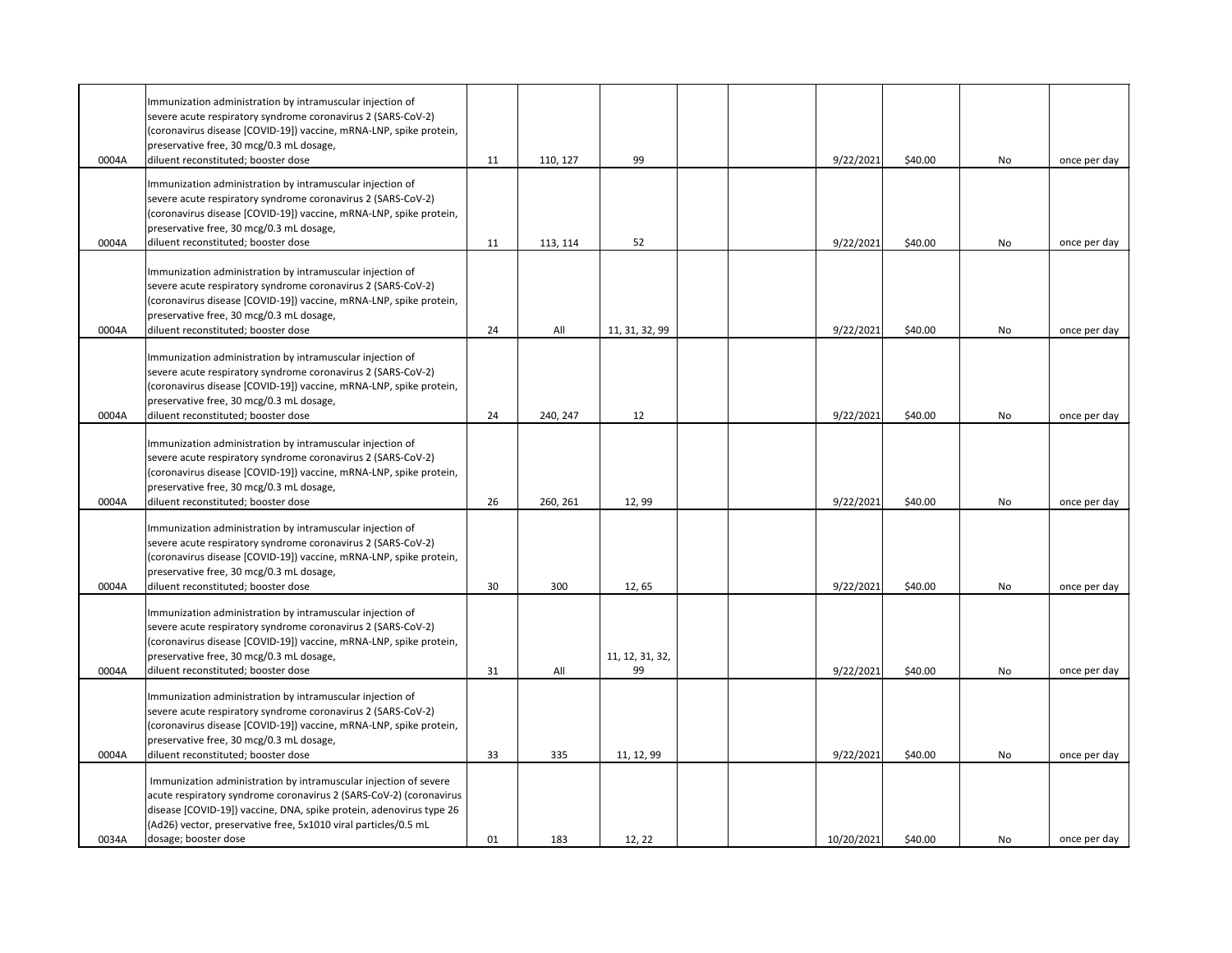| | | | | | | | | | | |
|---|---|---|---|---|---|---|---|---|---|---|
| 0004A | Immunization administration by intramuscular injection of severe acute respiratory syndrome coronavirus 2 (SARS-CoV-2) (coronavirus disease [COVID-19]) vaccine, mRNA-LNP, spike protein, preservative free, 30 mcg/0.3 mL dosage, diluent reconstituted; booster dose | 11 | 110, 127 | 99 | | | 9/22/2021 | $40.00 | No | once per day |
| 0004A | Immunization administration by intramuscular injection of severe acute respiratory syndrome coronavirus 2 (SARS-CoV-2) (coronavirus disease [COVID-19]) vaccine, mRNA-LNP, spike protein, preservative free, 30 mcg/0.3 mL dosage, diluent reconstituted; booster dose | 11 | 113, 114 | 52 | | | 9/22/2021 | $40.00 | No | once per day |
| 0004A | Immunization administration by intramuscular injection of severe acute respiratory syndrome coronavirus 2 (SARS-CoV-2) (coronavirus disease [COVID-19]) vaccine, mRNA-LNP, spike protein, preservative free, 30 mcg/0.3 mL dosage, diluent reconstituted; booster dose | 24 | All | 11, 31, 32, 99 | | | 9/22/2021 | $40.00 | No | once per day |
| 0004A | Immunization administration by intramuscular injection of severe acute respiratory syndrome coronavirus 2 (SARS-CoV-2) (coronavirus disease [COVID-19]) vaccine, mRNA-LNP, spike protein, preservative free, 30 mcg/0.3 mL dosage, diluent reconstituted; booster dose | 24 | 240, 247 | 12 | | | 9/22/2021 | $40.00 | No | once per day |
| 0004A | Immunization administration by intramuscular injection of severe acute respiratory syndrome coronavirus 2 (SARS-CoV-2) (coronavirus disease [COVID-19]) vaccine, mRNA-LNP, spike protein, preservative free, 30 mcg/0.3 mL dosage, diluent reconstituted; booster dose | 26 | 260, 261 | 12, 99 | | | 9/22/2021 | $40.00 | No | once per day |
| 0004A | Immunization administration by intramuscular injection of severe acute respiratory syndrome coronavirus 2 (SARS-CoV-2) (coronavirus disease [COVID-19]) vaccine, mRNA-LNP, spike protein, preservative free, 30 mcg/0.3 mL dosage, diluent reconstituted; booster dose | 30 | 300 | 12, 65 | | | 9/22/2021 | $40.00 | No | once per day |
| 0004A | Immunization administration by intramuscular injection of severe acute respiratory syndrome coronavirus 2 (SARS-CoV-2) (coronavirus disease [COVID-19]) vaccine, mRNA-LNP, spike protein, preservative free, 30 mcg/0.3 mL dosage, diluent reconstituted; booster dose | 31 | All | 11, 12, 31, 32, 99 | | | 9/22/2021 | $40.00 | No | once per day |
| 0004A | Immunization administration by intramuscular injection of severe acute respiratory syndrome coronavirus 2 (SARS-CoV-2) (coronavirus disease [COVID-19]) vaccine, mRNA-LNP, spike protein, preservative free, 30 mcg/0.3 mL dosage, diluent reconstituted; booster dose | 33 | 335 | 11, 12, 99 | | | 9/22/2021 | $40.00 | No | once per day |
| 0034A | Immunization administration by intramuscular injection of severe acute respiratory syndrome coronavirus 2 (SARS-CoV-2) (coronavirus disease [COVID-19]) vaccine, DNA, spike protein, adenovirus type 26 (Ad26) vector, preservative free, 5x1010 viral particles/0.5 mL dosage; booster dose | 01 | 183 | 12, 22 | | | 10/20/2021 | $40.00 | No | once per day |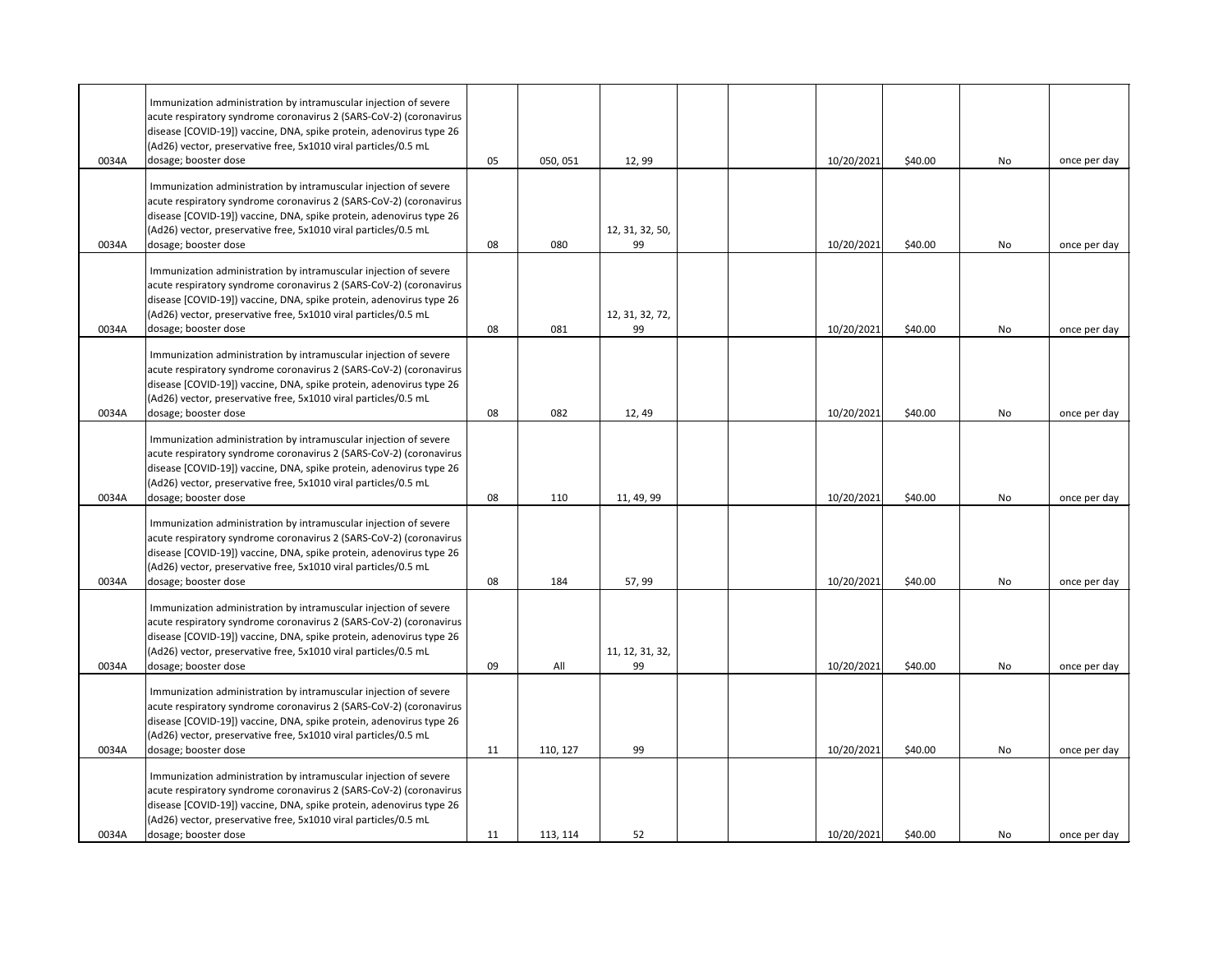| | | | | | | | | | | |
|---|---|---|---|---|---|---|---|---|---|---|
| 0034A | Immunization administration by intramuscular injection of severe acute respiratory syndrome coronavirus 2 (SARS-CoV-2) (coronavirus disease [COVID-19]) vaccine, DNA, spike protein, adenovirus type 26 (Ad26) vector, preservative free, 5x1010 viral particles/0.5 mL dosage; booster dose | 05 | 050, 051 | 12, 99 | | | 10/20/2021 | $40.00 | No | once per day |
| 0034A | Immunization administration by intramuscular injection of severe acute respiratory syndrome coronavirus 2 (SARS-CoV-2) (coronavirus disease [COVID-19]) vaccine, DNA, spike protein, adenovirus type 26 (Ad26) vector, preservative free, 5x1010 viral particles/0.5 mL dosage; booster dose | 08 | 080 | 12, 31, 32, 50, 99 | | | 10/20/2021 | $40.00 | No | once per day |
| 0034A | Immunization administration by intramuscular injection of severe acute respiratory syndrome coronavirus 2 (SARS-CoV-2) (coronavirus disease [COVID-19]) vaccine, DNA, spike protein, adenovirus type 26 (Ad26) vector, preservative free, 5x1010 viral particles/0.5 mL dosage; booster dose | 08 | 081 | 12, 31, 32, 72, 99 | | | 10/20/2021 | $40.00 | No | once per day |
| 0034A | Immunization administration by intramuscular injection of severe acute respiratory syndrome coronavirus 2 (SARS-CoV-2) (coronavirus disease [COVID-19]) vaccine, DNA, spike protein, adenovirus type 26 (Ad26) vector, preservative free, 5x1010 viral particles/0.5 mL dosage; booster dose | 08 | 082 | 12, 49 | | | 10/20/2021 | $40.00 | No | once per day |
| 0034A | Immunization administration by intramuscular injection of severe acute respiratory syndrome coronavirus 2 (SARS-CoV-2) (coronavirus disease [COVID-19]) vaccine, DNA, spike protein, adenovirus type 26 (Ad26) vector, preservative free, 5x1010 viral particles/0.5 mL dosage; booster dose | 08 | 110 | 11, 49, 99 | | | 10/20/2021 | $40.00 | No | once per day |
| 0034A | Immunization administration by intramuscular injection of severe acute respiratory syndrome coronavirus 2 (SARS-CoV-2) (coronavirus disease [COVID-19]) vaccine, DNA, spike protein, adenovirus type 26 (Ad26) vector, preservative free, 5x1010 viral particles/0.5 mL dosage; booster dose | 08 | 184 | 57, 99 | | | 10/20/2021 | $40.00 | No | once per day |
| 0034A | Immunization administration by intramuscular injection of severe acute respiratory syndrome coronavirus 2 (SARS-CoV-2) (coronavirus disease [COVID-19]) vaccine, DNA, spike protein, adenovirus type 26 (Ad26) vector, preservative free, 5x1010 viral particles/0.5 mL dosage; booster dose | 09 | All | 11, 12, 31, 32, 99 | | | 10/20/2021 | $40.00 | No | once per day |
| 0034A | Immunization administration by intramuscular injection of severe acute respiratory syndrome coronavirus 2 (SARS-CoV-2) (coronavirus disease [COVID-19]) vaccine, DNA, spike protein, adenovirus type 26 (Ad26) vector, preservative free, 5x1010 viral particles/0.5 mL dosage; booster dose | 11 | 110, 127 | 99 | | | 10/20/2021 | $40.00 | No | once per day |
| 0034A | Immunization administration by intramuscular injection of severe acute respiratory syndrome coronavirus 2 (SARS-CoV-2) (coronavirus disease [COVID-19]) vaccine, DNA, spike protein, adenovirus type 26 (Ad26) vector, preservative free, 5x1010 viral particles/0.5 mL dosage; booster dose | 11 | 113, 114 | 52 | | | 10/20/2021 | $40.00 | No | once per day |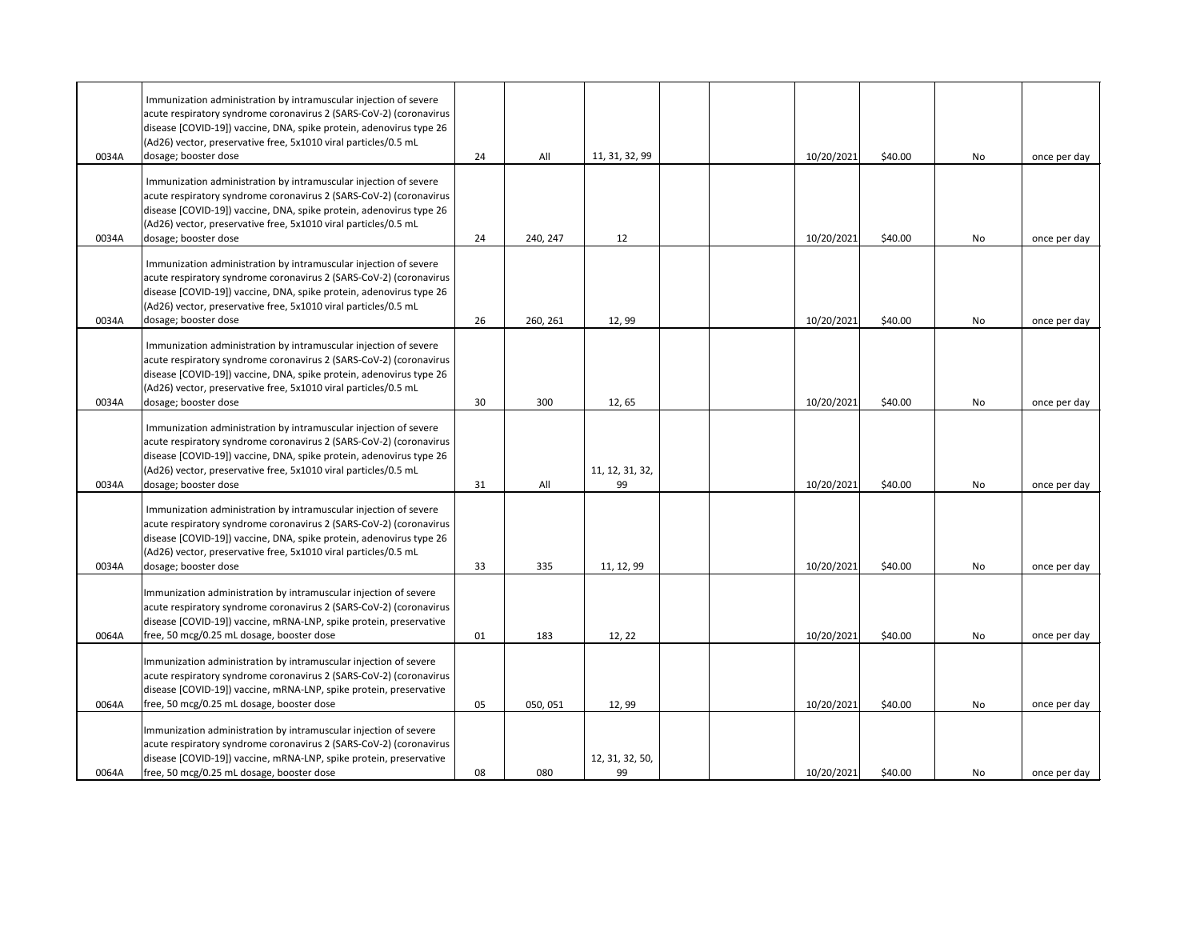| | | | | | | | | | | |
|---|---|---|---|---|---|---|---|---|---|---|
| 0034A | Immunization administration by intramuscular injection of severe acute respiratory syndrome coronavirus 2 (SARS-CoV-2) (coronavirus disease [COVID-19]) vaccine, DNA, spike protein, adenovirus type 26 (Ad26) vector, preservative free, 5x1010 viral particles/0.5 mL dosage; booster dose | 24 | All | 11, 31, 32, 99 | | | 10/20/2021 | $40.00 | No | once per day |
| 0034A | Immunization administration by intramuscular injection of severe acute respiratory syndrome coronavirus 2 (SARS-CoV-2) (coronavirus disease [COVID-19]) vaccine, DNA, spike protein, adenovirus type 26 (Ad26) vector, preservative free, 5x1010 viral particles/0.5 mL dosage; booster dose | 24 | 240, 247 | 12 | | | 10/20/2021 | $40.00 | No | once per day |
| 0034A | Immunization administration by intramuscular injection of severe acute respiratory syndrome coronavirus 2 (SARS-CoV-2) (coronavirus disease [COVID-19]) vaccine, DNA, spike protein, adenovirus type 26 (Ad26) vector, preservative free, 5x1010 viral particles/0.5 mL dosage; booster dose | 26 | 260, 261 | 12, 99 | | | 10/20/2021 | $40.00 | No | once per day |
| 0034A | Immunization administration by intramuscular injection of severe acute respiratory syndrome coronavirus 2 (SARS-CoV-2) (coronavirus disease [COVID-19]) vaccine, DNA, spike protein, adenovirus type 26 (Ad26) vector, preservative free, 5x1010 viral particles/0.5 mL dosage; booster dose | 30 | 300 | 12, 65 | | | 10/20/2021 | $40.00 | No | once per day |
| 0034A | Immunization administration by intramuscular injection of severe acute respiratory syndrome coronavirus 2 (SARS-CoV-2) (coronavirus disease [COVID-19]) vaccine, DNA, spike protein, adenovirus type 26 (Ad26) vector, preservative free, 5x1010 viral particles/0.5 mL dosage; booster dose | 31 | All | 11, 12, 31, 32, 99 | | | 10/20/2021 | $40.00 | No | once per day |
| 0034A | Immunization administration by intramuscular injection of severe acute respiratory syndrome coronavirus 2 (SARS-CoV-2) (coronavirus disease [COVID-19]) vaccine, DNA, spike protein, adenovirus type 26 (Ad26) vector, preservative free, 5x1010 viral particles/0.5 mL dosage; booster dose | 33 | 335 | 11, 12, 99 | | | 10/20/2021 | $40.00 | No | once per day |
| 0064A | Immunization administration by intramuscular injection of severe acute respiratory syndrome coronavirus 2 (SARS-CoV-2) (coronavirus disease [COVID-19]) vaccine, mRNA-LNP, spike protein, preservative free, 50 mcg/0.25 mL dosage, booster dose | 01 | 183 | 12, 22 | | | 10/20/2021 | $40.00 | No | once per day |
| 0064A | Immunization administration by intramuscular injection of severe acute respiratory syndrome coronavirus 2 (SARS-CoV-2) (coronavirus disease [COVID-19]) vaccine, mRNA-LNP, spike protein, preservative free, 50 mcg/0.25 mL dosage, booster dose | 05 | 050, 051 | 12, 99 | | | 10/20/2021 | $40.00 | No | once per day |
| 0064A | Immunization administration by intramuscular injection of severe acute respiratory syndrome coronavirus 2 (SARS-CoV-2) (coronavirus disease [COVID-19]) vaccine, mRNA-LNP, spike protein, preservative free, 50 mcg/0.25 mL dosage, booster dose | 08 | 080 | 12, 31, 32, 50, 99 | | | 10/20/2021 | $40.00 | No | once per day |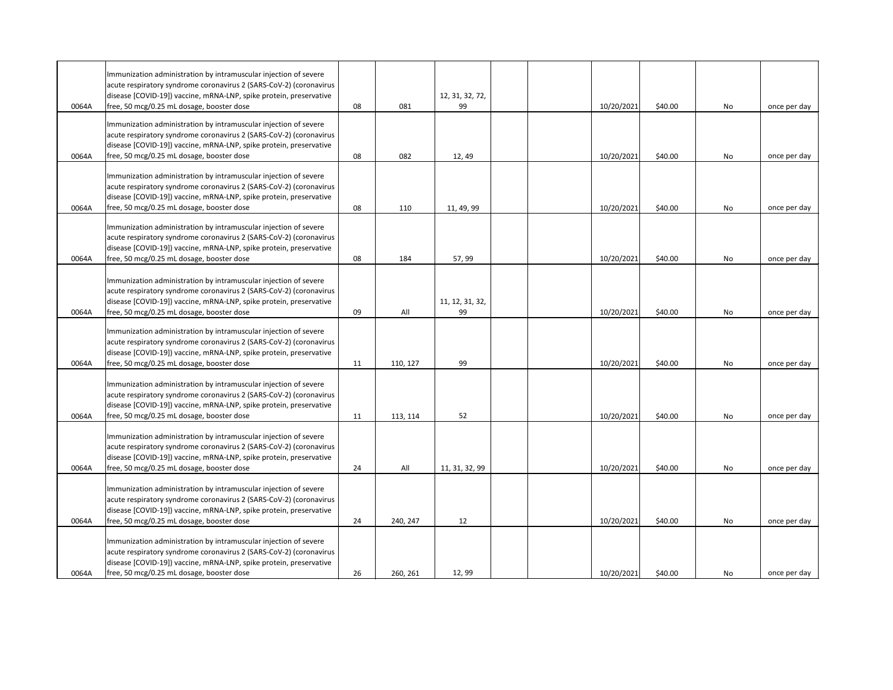| | | | | | | | | | | |
|---|---|---|---|---|---|---|---|---|---|---|
| 0064A | Immunization administration by intramuscular injection of severe acute respiratory syndrome coronavirus 2 (SARS-CoV-2) (coronavirus disease [COVID-19]) vaccine, mRNA-LNP, spike protein, preservative free, 50 mcg/0.25 mL dosage, booster dose | 08 | 081 | 12, 31, 32, 72, 99 | | | 10/20/2021 | $40.00 | No | once per day |
| 0064A | Immunization administration by intramuscular injection of severe acute respiratory syndrome coronavirus 2 (SARS-CoV-2) (coronavirus disease [COVID-19]) vaccine, mRNA-LNP, spike protein, preservative free, 50 mcg/0.25 mL dosage, booster dose | 08 | 082 | 12, 49 | | | 10/20/2021 | $40.00 | No | once per day |
| 0064A | Immunization administration by intramuscular injection of severe acute respiratory syndrome coronavirus 2 (SARS-CoV-2) (coronavirus disease [COVID-19]) vaccine, mRNA-LNP, spike protein, preservative free, 50 mcg/0.25 mL dosage, booster dose | 08 | 110 | 11, 49, 99 | | | 10/20/2021 | $40.00 | No | once per day |
| 0064A | Immunization administration by intramuscular injection of severe acute respiratory syndrome coronavirus 2 (SARS-CoV-2) (coronavirus disease [COVID-19]) vaccine, mRNA-LNP, spike protein, preservative free, 50 mcg/0.25 mL dosage, booster dose | 08 | 184 | 57, 99 | | | 10/20/2021 | $40.00 | No | once per day |
| 0064A | Immunization administration by intramuscular injection of severe acute respiratory syndrome coronavirus 2 (SARS-CoV-2) (coronavirus disease [COVID-19]) vaccine, mRNA-LNP, spike protein, preservative free, 50 mcg/0.25 mL dosage, booster dose | 09 | All | 11, 12, 31, 32, 99 | | | 10/20/2021 | $40.00 | No | once per day |
| 0064A | Immunization administration by intramuscular injection of severe acute respiratory syndrome coronavirus 2 (SARS-CoV-2) (coronavirus disease [COVID-19]) vaccine, mRNA-LNP, spike protein, preservative free, 50 mcg/0.25 mL dosage, booster dose | 11 | 110, 127 | 99 | | | 10/20/2021 | $40.00 | No | once per day |
| 0064A | Immunization administration by intramuscular injection of severe acute respiratory syndrome coronavirus 2 (SARS-CoV-2) (coronavirus disease [COVID-19]) vaccine, mRNA-LNP, spike protein, preservative free, 50 mcg/0.25 mL dosage, booster dose | 11 | 113, 114 | 52 | | | 10/20/2021 | $40.00 | No | once per day |
| 0064A | Immunization administration by intramuscular injection of severe acute respiratory syndrome coronavirus 2 (SARS-CoV-2) (coronavirus disease [COVID-19]) vaccine, mRNA-LNP, spike protein, preservative free, 50 mcg/0.25 mL dosage, booster dose | 24 | All | 11, 31, 32, 99 | | | 10/20/2021 | $40.00 | No | once per day |
| 0064A | Immunization administration by intramuscular injection of severe acute respiratory syndrome coronavirus 2 (SARS-CoV-2) (coronavirus disease [COVID-19]) vaccine, mRNA-LNP, spike protein, preservative free, 50 mcg/0.25 mL dosage, booster dose | 24 | 240, 247 | 12 | | | 10/20/2021 | $40.00 | No | once per day |
| 0064A | Immunization administration by intramuscular injection of severe acute respiratory syndrome coronavirus 2 (SARS-CoV-2) (coronavirus disease [COVID-19]) vaccine, mRNA-LNP, spike protein, preservative free, 50 mcg/0.25 mL dosage, booster dose | 26 | 260, 261 | 12, 99 | | | 10/20/2021 | $40.00 | No | once per day |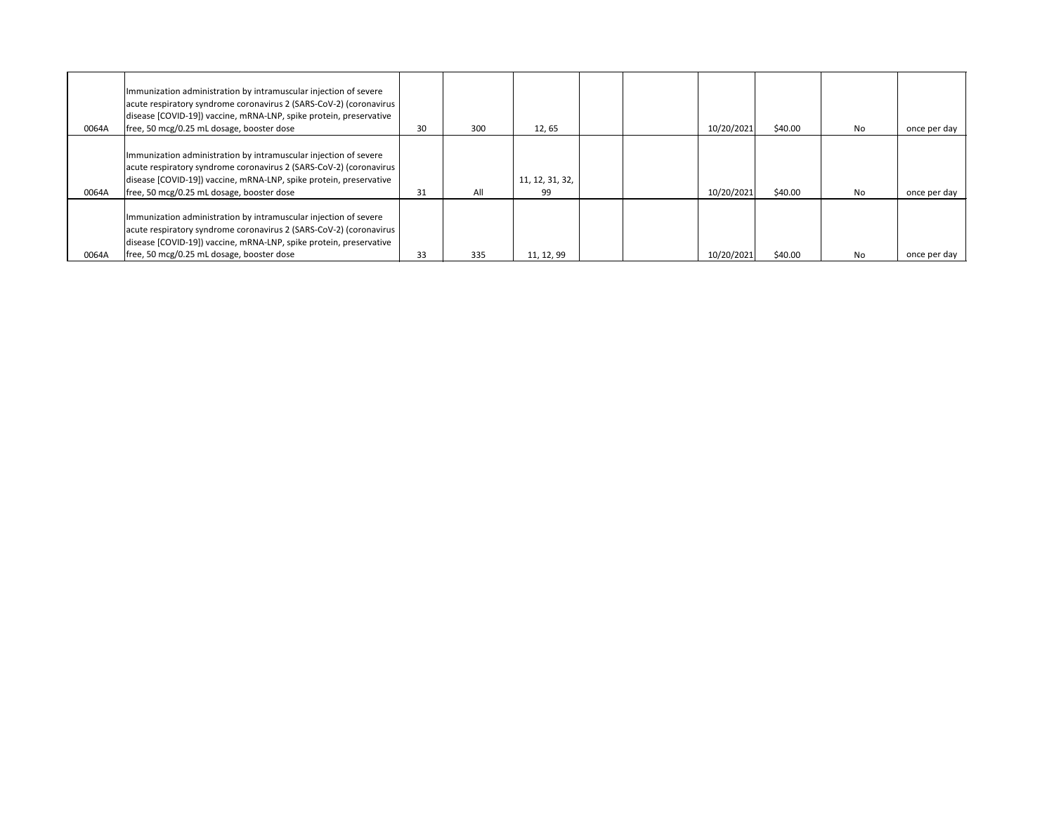| | | | | | | | | | | |
|---|---|---|---|---|---|---|---|---|---|---|
| 0064A | Immunization administration by intramuscular injection of severe acute respiratory syndrome coronavirus 2 (SARS-CoV-2) (coronavirus disease [COVID-19]) vaccine, mRNA-LNP, spike protein, preservative free, 50 mcg/0.25 mL dosage, booster dose | 30 | 300 | 12, 65 | | | 10/20/2021 | $40.00 | No | once per day |
| 0064A | Immunization administration by intramuscular injection of severe acute respiratory syndrome coronavirus 2 (SARS-CoV-2) (coronavirus disease [COVID-19]) vaccine, mRNA-LNP, spike protein, preservative free, 50 mcg/0.25 mL dosage, booster dose | 31 | All | 11, 12, 31, 32, 99 | | | 10/20/2021 | $40.00 | No | once per day |
| 0064A | Immunization administration by intramuscular injection of severe acute respiratory syndrome coronavirus 2 (SARS-CoV-2) (coronavirus disease [COVID-19]) vaccine, mRNA-LNP, spike protein, preservative free, 50 mcg/0.25 mL dosage, booster dose | 33 | 335 | 11, 12, 99 | | | 10/20/2021 | $40.00 | No | once per day |